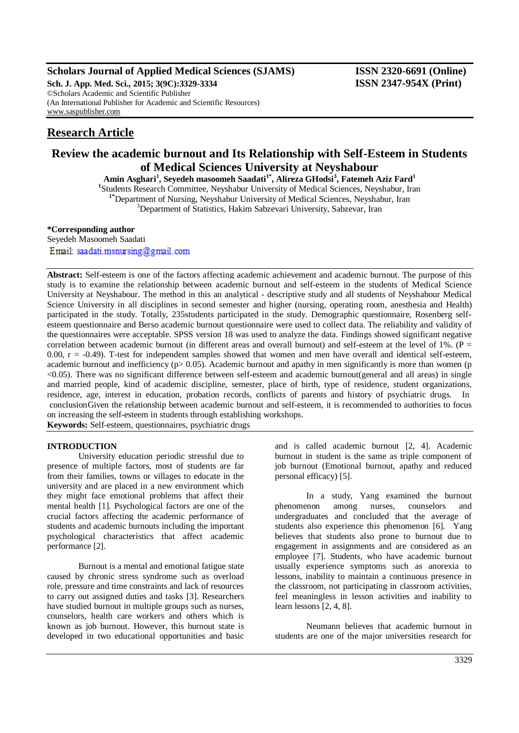**Scholars Journal of Applied Medical Sciences (SJAMS)** **ISSN 2320-6691 (Online)**
**Sch. J. App. Med. Sci., 2015; 3(9C):3329-3334** **ISSN 2347-954X (Print)**
©Scholars Academic and Scientific Publisher
(An International Publisher for Academic and Scientific Resources)
www.saspublisher.com

## Research Article

# Review the academic burnout and Its Relationship with Self-Esteem in Students of Medical Sciences University at Neyshabour

**Amin Asghari[1], Seyedeh masoomeh Saadati[1*], Alireza GHodsi[3], Fatemeh Aziz Fard[1]**

[1]Students Research Committee, Neyshabur University of Medical Sciences, Neyshabur, Iran
[1*]Department of Nursing, Neyshabur University of Medical Sciences, Neyshabur, Iran
[3]Department of Statistics, Hakim Sabzevari University, Sabzevar, Iran

**\*Corresponding author**
Seyedeh Masoomeh Saadati
Email: saadati.msnursing@gmail.com

**Abstract:** Self-esteem is one of the factors affecting academic achievement and academic burnout. The purpose of this study is to examine the relationship between academic burnout and self-esteem in the students of Medical Science University at Neyshabour. The method in this an analytical - descriptive study and all students of Neyshabour Medical Science University in all disciplines in second semester and higher (nursing, operating room, anesthesia and Health) participated in the study. Totally, 235students participated in the study. Demographic questionnaire, Rosenberg self-esteem questionnaire and Berso academic burnout questionnaire were used to collect data. The reliability and validity of the questionnaires were acceptable. SPSS version 18 was used to analyze the data. Findings showed significant negative correlation between academic burnout (in different areas and overall burnout) and self-esteem at the level of 1%. ($P = 0.00$, $r = -0.49$). T-test for independent samples showed that women and men have overall and identical self-esteem, academic burnout and inefficiency ($p > 0.05$). Academic burnout and apathy in men significantly is more than women ($p < 0.05$). There was no significant difference between self-esteem and academic burnout(general and all areas) in single and married people, kind of academic discipline, semester, place of birth, type of residence, student organizations, residence, age, interest in education, probation records, conflicts of parents and history of psychiatric drugs. In conclusionGiven the relationship between academic burnout and self-esteem, it is recommended to authorities to focus on increasing the self-esteem in students through establishing workshops.

**Keywords:** Self-esteem, questionnaires, psychiatric drugs

## INTRODUCTION

University education periodic stressful due to presence of multiple factors, most of students are far from their families, towns or villages to educate in the university and are placed in a new environment which they might face emotional problems that affect their mental health [1]. Psychological factors are one of the crucial factors affecting the academic performance of students and academic burnouts including the important psychological characteristics that affect academic performance [2].

Burnout is a mental and emotional fatigue state caused by chronic stress syndrome such as overload role, pressure and time constraints and lack of resources to carry out assigned duties and tasks [3]. Researchers have studied burnout in multiple groups such as nurses, counselors, health care workers and others which is known as job burnout. However, this burnout state is developed in two educational opportunities and basic and is called academic burnout [2, 4]. Academic burnout in student is the same as triple component of job burnout (Emotional burnout, apathy and reduced personal efficacy) [5].

In a study, Yang examined the burnout phenomenon among nurses, counselors and undergraduates and concluded that the average of students also experience this phenomenon [6]. Yang believes that students also prone to burnout due to engagement in assignments and are considered as an employee [7]. Students, who have academic burnout usually experience symptoms such as anorexia to lessons, inability to maintain a continuous presence in the classroom, not participating in classroom activities, feel meaningless in lesson activities and inability to learn lessons [2, 4, 8].

Neumann believes that academic burnout in students are one of the major universities research for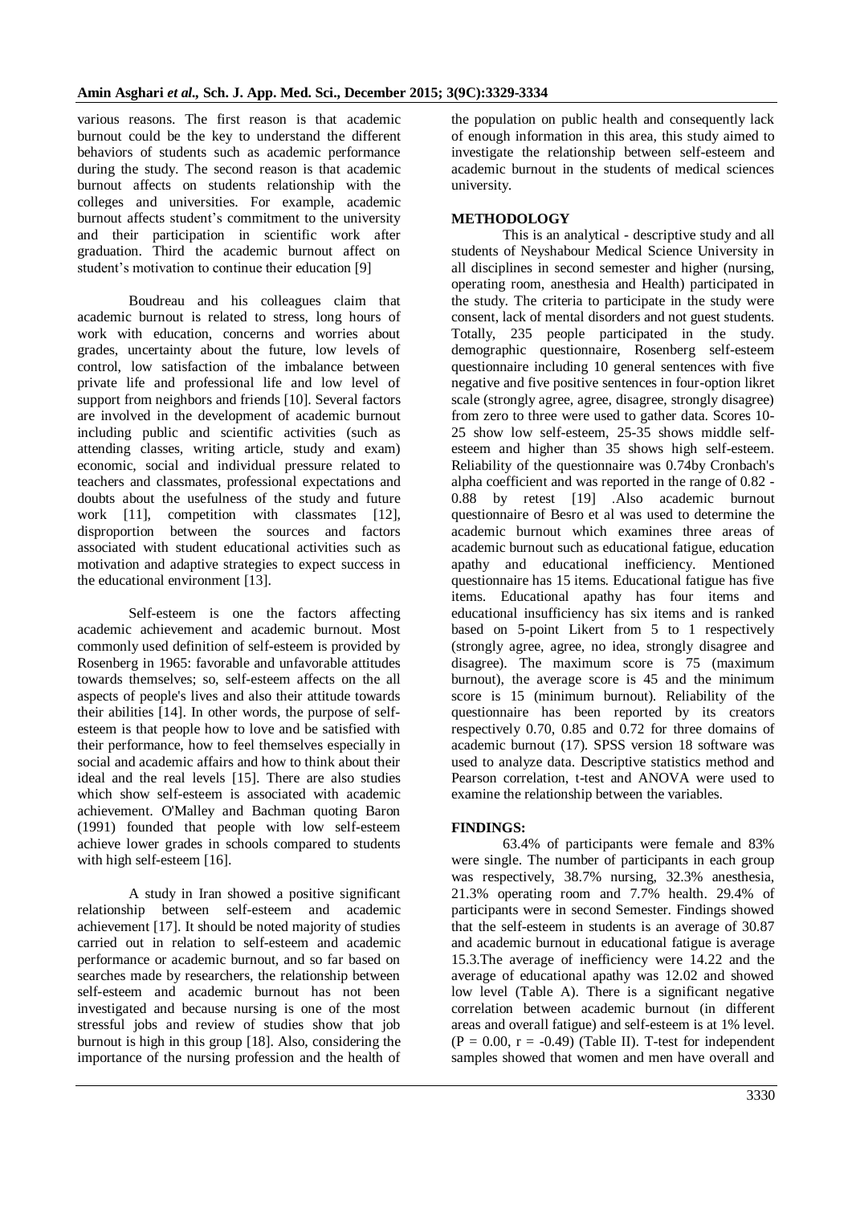various reasons. The first reason is that academic burnout could be the key to understand the different behaviors of students such as academic performance during the study. The second reason is that academic burnout affects on students relationship with the colleges and universities. For example, academic burnout affects student's commitment to the university and their participation in scientific work after graduation. Third the academic burnout affect on student's motivation to continue their education [9]

Boudreau and his colleagues claim that academic burnout is related to stress, long hours of work with education, concerns and worries about grades, uncertainty about the future, low levels of control, low satisfaction of the imbalance between private life and professional life and low level of support from neighbors and friends [10]. Several factors are involved in the development of academic burnout including public and scientific activities (such as attending classes, writing article, study and exam) economic, social and individual pressure related to teachers and classmates, professional expectations and doubts about the usefulness of the study and future work [11], competition with classmates [12], disproportion between the sources and factors associated with student educational activities such as motivation and adaptive strategies to expect success in the educational environment [13].

Self-esteem is one the factors affecting academic achievement and academic burnout. Most commonly used definition of self-esteem is provided by Rosenberg in 1965: favorable and unfavorable attitudes towards themselves; so, self-esteem affects on the all aspects of people's lives and also their attitude towards their abilities [14]. In other words, the purpose of self-esteem is that people how to love and be satisfied with their performance, how to feel themselves especially in social and academic affairs and how to think about their ideal and the real levels [15]. There are also studies which show self-esteem is associated with academic achievement. O'Malley and Bachman quoting Baron (1991) founded that people with low self-esteem achieve lower grades in schools compared to students with high self-esteem [16].

A study in Iran showed a positive significant relationship between self-esteem and academic achievement [17]. It should be noted majority of studies carried out in relation to self-esteem and academic performance or academic burnout, and so far based on searches made by researchers, the relationship between self-esteem and academic burnout has not been investigated and because nursing is one of the most stressful jobs and review of studies show that job burnout is high in this group [18]. Also, considering the importance of the nursing profession and the health of the population on public health and consequently lack of enough information in this area, this study aimed to investigate the relationship between self-esteem and academic burnout in the students of medical sciences university.

## METHODOLOGY

This is an analytical - descriptive study and all students of Neyshabour Medical Science University in all disciplines in second semester and higher (nursing, operating room, anesthesia and Health) participated in the study. The criteria to participate in the study were consent, lack of mental disorders and not guest students. Totally, 235 people participated in the study. demographic questionnaire, Rosenberg self-esteem questionnaire including 10 general sentences with five negative and five positive sentences in four-option likret scale (strongly agree, agree, disagree, strongly disagree) from zero to three were used to gather data. Scores 10-25 show low self-esteem, 25-35 shows middle self-esteem and higher than 35 shows high self-esteem. Reliability of the questionnaire was 0.74by Cronbach's alpha coefficient and was reported in the range of 0.82 - 0.88 by retest [19] .Also academic burnout questionnaire of Besro et al was used to determine the academic burnout which examines three areas of academic burnout such as educational fatigue, education apathy and educational inefficiency. Mentioned questionnaire has 15 items. Educational fatigue has five items. Educational apathy has four items and educational insufficiency has six items and is ranked based on 5-point Likert from 5 to 1 respectively (strongly agree, agree, no idea, strongly disagree and disagree). The maximum score is 75 (maximum burnout), the average score is 45 and the minimum score is 15 (minimum burnout). Reliability of the questionnaire has been reported by its creators respectively 0.70, 0.85 and 0.72 for three domains of academic burnout (17). SPSS version 18 software was used to analyze data. Descriptive statistics method and Pearson correlation, t-test and ANOVA were used to examine the relationship between the variables.

## FINDINGS:

63.4% of participants were female and 83% were single. The number of participants in each group was respectively, 38.7% nursing, 32.3% anesthesia, 21.3% operating room and 7.7% health. 29.4% of participants were in second Semester. Findings showed that the self-esteem in students is an average of 30.87 and academic burnout in educational fatigue is average 15.3.The average of inefficiency were 14.22 and the average of educational apathy was 12.02 and showed low level (Table A). There is a significant negative correlation between academic burnout (in different areas and overall fatigue) and self-esteem is at 1% level. ($P = 0.00$, $r = -0.49$) (Table II). T-test for independent samples showed that women and men have overall and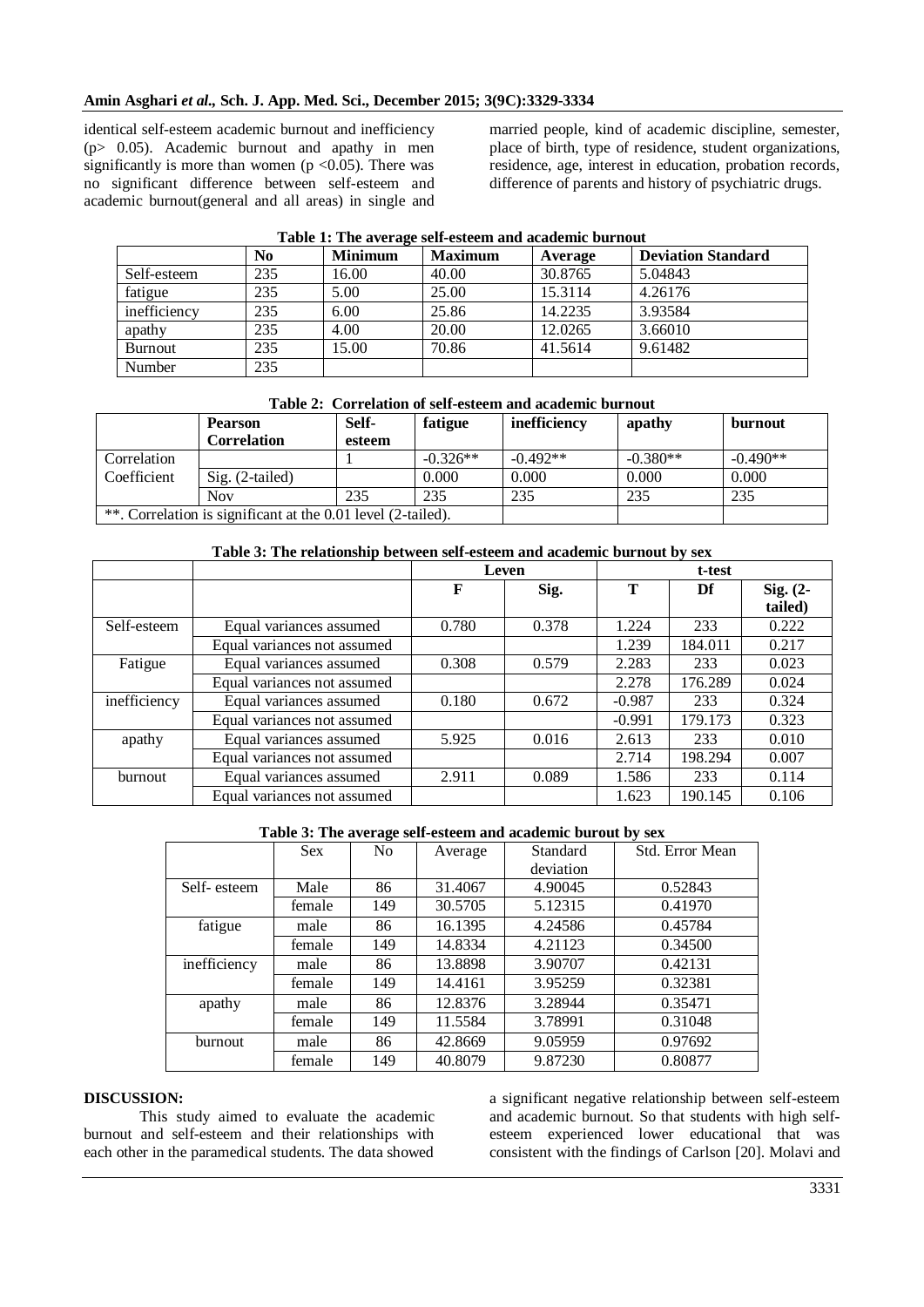identical self-esteem academic burnout and inefficiency ($p > 0.05$). Academic burnout and apathy in men significantly is more than women ($p < 0.05$). There was no significant difference between self-esteem and academic burnout(general and all areas) in single and married people, kind of academic discipline, semester, place of birth, type of residence, student organizations, residence, age, interest in education, probation records, difference of parents and history of psychiatric drugs.

**Table 1: The average self-esteem and academic burnout**

| | No | Minimum | Maximum | Average | Deviation Standard |
|---|---|---|---|---|---|
| Self-esteem | 235 | 16.00 | 40.00 | 30.8765 | 5.04843 |
| fatigue | 235 | 5.00 | 25.00 | 15.3114 | 4.26176 |
| inefficiency | 235 | 6.00 | 25.86 | 14.2235 | 3.93584 |
| apathy | 235 | 4.00 | 20.00 | 12.0265 | 3.66010 |
| Burnout | 235 | 15.00 | 70.86 | 41.5614 | 9.61482 |
| Number | 235 | | | | |

**Table 2: Correlation of self-esteem and academic burnout**

| | Pearson Correlation | Self-esteem | fatigue | inefficiency | apathy | burnout |
|---|---|---|---|---|---|---|
| Correlation Coefficient | | 1 | -0.326** | -0.492** | -0.380** | -0.490** |
| | Sig. (2-tailed) | | 0.000 | 0.000 | 0.000 | 0.000 |
| | Nov | 235 | 235 | 235 | 235 | 235 |
| **. Correlation is significant at the 0.01 level (2-tailed). | | | | | | |

**Table 3: The relationship between self-esteem and academic burnout by sex**

| | | Leven | | t-test | | |
|---|---|---|---|---|---|---|
| | | F | Sig. | T | Df | Sig. (2-tailed) |
| Self-esteem | Equal variances assumed | 0.780 | 0.378 | 1.224 | 233 | 0.222 |
| | Equal variances not assumed | | | 1.239 | 184.011 | 0.217 |
| Fatigue | Equal variances assumed | 0.308 | 0.579 | 2.283 | 233 | 0.023 |
| | Equal variances not assumed | | | 2.278 | 176.289 | 0.024 |
| inefficiency | Equal variances assumed | 0.180 | 0.672 | -0.987 | 233 | 0.324 |
| | Equal variances not assumed | | | -0.991 | 179.173 | 0.323 |
| apathy | Equal variances assumed | 5.925 | 0.016 | 2.613 | 233 | 0.010 |
| | Equal variances not assumed | | | 2.714 | 198.294 | 0.007 |
| burnout | Equal variances assumed | 2.911 | 0.089 | 1.586 | 233 | 0.114 |
| | Equal variances not assumed | | | 1.623 | 190.145 | 0.106 |

**Table 3: The average self-esteem and academic burout by sex**

| | Sex | No | Average | Standard deviation | Std. Error Mean |
|---|---|---|---|---|---|
| Self- esteem | Male | 86 | 31.4067 | 4.90045 | 0.52843 |
| | female | 149 | 30.5705 | 5.12315 | 0.41970 |
| fatigue | male | 86 | 16.1395 | 4.24586 | 0.45784 |
| | female | 149 | 14.8334 | 4.21123 | 0.34500 |
| inefficiency | male | 86 | 13.8898 | 3.90707 | 0.42131 |
| | female | 149 | 14.4161 | 3.95259 | 0.32381 |
| apathy | male | 86 | 12.8376 | 3.28944 | 0.35471 |
| | female | 149 | 11.5584 | 3.78991 | 0.31048 |
| burnout | male | 86 | 42.8669 | 9.05959 | 0.97692 |
| | female | 149 | 40.8079 | 9.87230 | 0.80877 |

## DISCUSSION:

This study aimed to evaluate the academic burnout and self-esteem and their relationships with each other in the paramedical students. The data showed a significant negative relationship between self-esteem and academic burnout. So that students with high self-esteem experienced lower educational that was consistent with the findings of Carlson [20]. Molavi and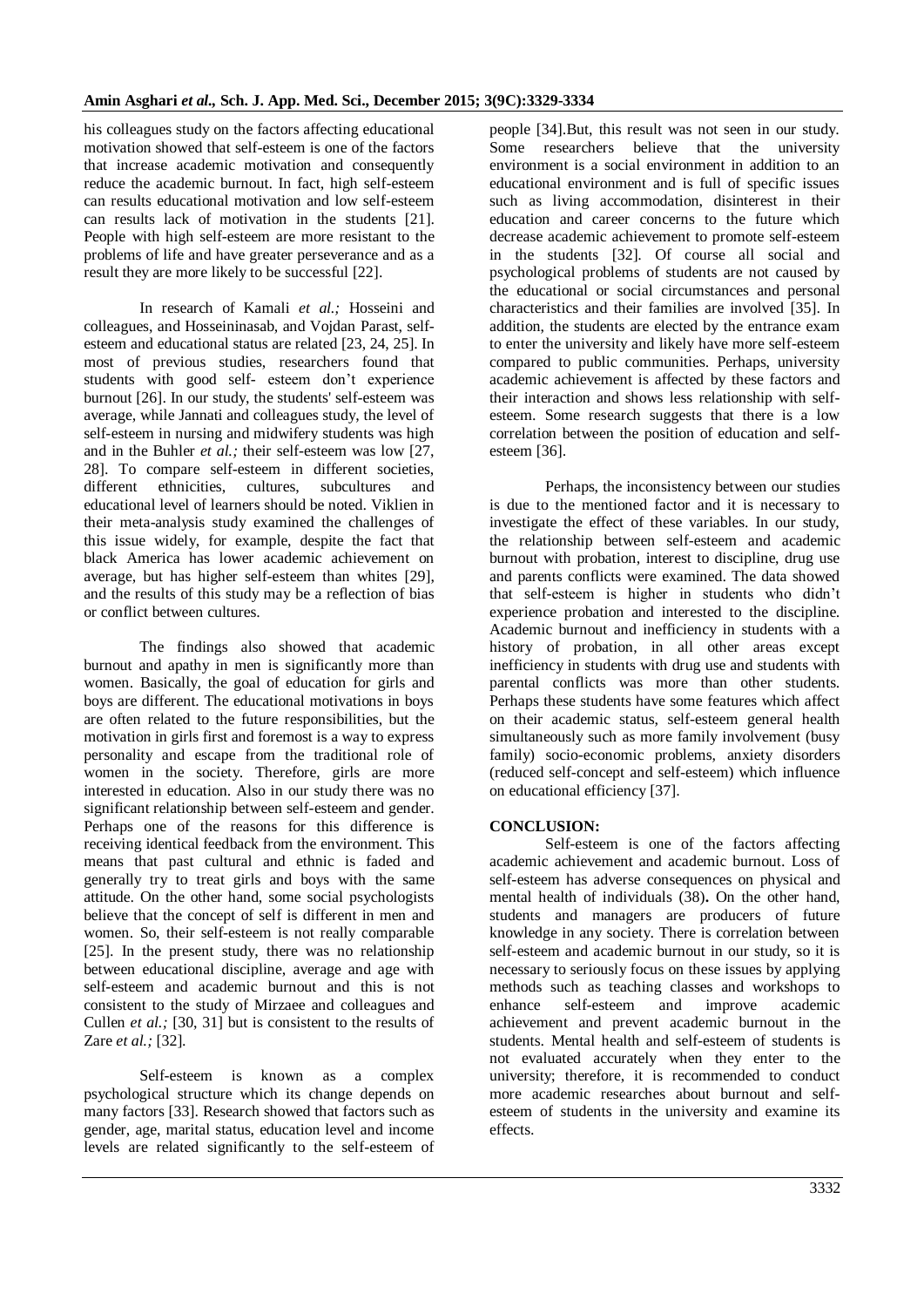his colleagues study on the factors affecting educational motivation showed that self-esteem is one of the factors that increase academic motivation and consequently reduce the academic burnout. In fact, high self-esteem can results educational motivation and low self-esteem can results lack of motivation in the students [21]. People with high self-esteem are more resistant to the problems of life and have greater perseverance and as a result they are more likely to be successful [22].

In research of Kamali *et al.;* Hosseini and colleagues, and Hosseininasab, and Vojdan Parast, self-esteem and educational status are related [23, 24, 25]. In most of previous studies, researchers found that students with good self- esteem don't experience burnout [26]. In our study, the students' self-esteem was average, while Jannati and colleagues study, the level of self-esteem in nursing and midwifery students was high and in the Buhler *et al.;* their self-esteem was low [27, 28]. To compare self-esteem in different societies, different ethnicities, cultures, subcultures and educational level of learners should be noted. Viklien in their meta-analysis study examined the challenges of this issue widely, for example, despite the fact that black America has lower academic achievement on average, but has higher self-esteem than whites [29], and the results of this study may be a reflection of bias or conflict between cultures.

The findings also showed that academic burnout and apathy in men is significantly more than women. Basically, the goal of education for girls and boys are different. The educational motivations in boys are often related to the future responsibilities, but the motivation in girls first and foremost is a way to express personality and escape from the traditional role of women in the society. Therefore, girls are more interested in education. Also in our study there was no significant relationship between self-esteem and gender. Perhaps one of the reasons for this difference is receiving identical feedback from the environment. This means that past cultural and ethnic is faded and generally try to treat girls and boys with the same attitude. On the other hand, some social psychologists believe that the concept of self is different in men and women. So, their self-esteem is not really comparable [25]. In the present study, there was no relationship between educational discipline, average and age with self-esteem and academic burnout and this is not consistent to the study of Mirzaee and colleagues and Cullen *et al.;* [30, 31] but is consistent to the results of Zare *et al.;* [32].

Self-esteem is known as a complex psychological structure which its change depends on many factors [33]. Research showed that factors such as gender, age, marital status, education level and income levels are related significantly to the self-esteem of people [34].But, this result was not seen in our study. Some researchers believe that the university environment is a social environment in addition to an educational environment and is full of specific issues such as living accommodation, disinterest in their education and career concerns to the future which decrease academic achievement to promote self-esteem in the students [32]. Of course all social and psychological problems of students are not caused by the educational or social circumstances and personal characteristics and their families are involved [35]. In addition, the students are elected by the entrance exam to enter the university and likely have more self-esteem compared to public communities. Perhaps, university academic achievement is affected by these factors and their interaction and shows less relationship with self-esteem. Some research suggests that there is a low correlation between the position of education and self-esteem [36].

Perhaps, the inconsistency between our studies is due to the mentioned factor and it is necessary to investigate the effect of these variables. In our study, the relationship between self-esteem and academic burnout with probation, interest to discipline, drug use and parents conflicts were examined. The data showed that self-esteem is higher in students who didn't experience probation and interested to the discipline. Academic burnout and inefficiency in students with a history of probation, in all other areas except inefficiency in students with drug use and students with parental conflicts was more than other students. Perhaps these students have some features which affect on their academic status, self-esteem general health simultaneously such as more family involvement (busy family) socio-economic problems, anxiety disorders (reduced self-concept and self-esteem) which influence on educational efficiency [37].

## CONCLUSION:

Self-esteem is one of the factors affecting academic achievement and academic burnout. Loss of self-esteem has adverse consequences on physical and mental health of individuals (38)**.** On the other hand, students and managers are producers of future knowledge in any society. There is correlation between self-esteem and academic burnout in our study, so it is necessary to seriously focus on these issues by applying methods such as teaching classes and workshops to enhance self-esteem and improve academic achievement and prevent academic burnout in the students. Mental health and self-esteem of students is not evaluated accurately when they enter to the university; therefore, it is recommended to conduct more academic researches about burnout and self-esteem of students in the university and examine its effects.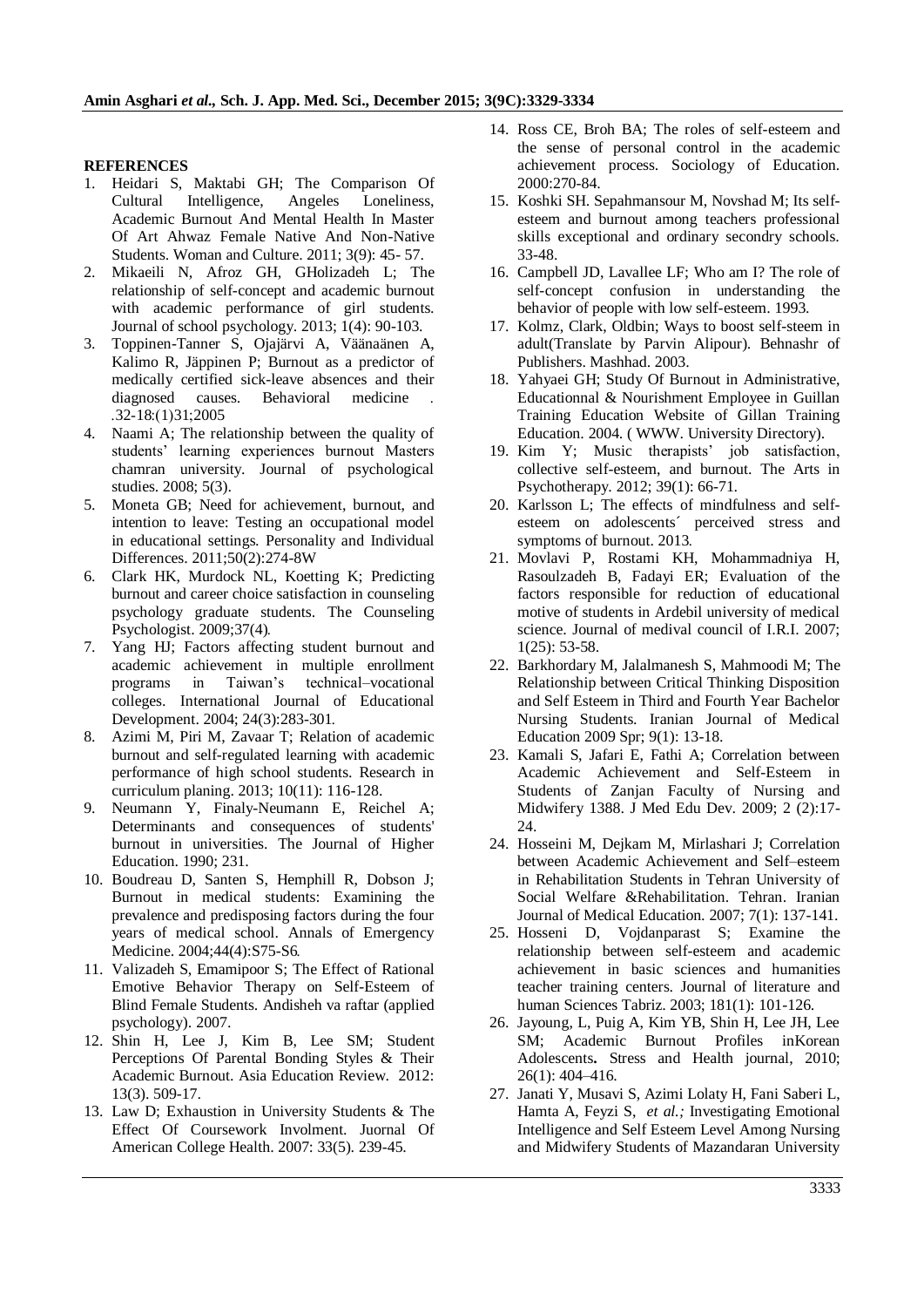**REFERENCES**

1. Heidari S, Maktabi GH; The Comparison Of Cultural Intelligence, Angeles Loneliness, Academic Burnout And Mental Health In Master Of Art Ahwaz Female Native And Non-Native Students. Woman and Culture. 2011; 3(9): 45- 57.
2. Mikaeili N, Afroz GH, GHolizadeh L; The relationship of self-concept and academic burnout with academic performance of girl students. Journal of school psychology. 2013; 1(4): 90-103.
3. Toppinen-Tanner S, Ojajärvi A, Väänaänen A, Kalimo R, Jäppinen P; Burnout as a predictor of medically certified sick-leave absences and their diagnosed causes. Behavioral medicine . .32-18:(1)31;2005
4. Naami A; The relationship between the quality of students' learning experiences burnout Masters chamran university. Journal of psychological studies. 2008; 5(3).
5. Moneta GB; Need for achievement, burnout, and intention to leave: Testing an occupational model in educational settings. Personality and Individual Differences. 2011;50(2):274-8W
6. Clark HK, Murdock NL, Koetting K; Predicting burnout and career choice satisfaction in counseling psychology graduate students. The Counseling Psychologist. 2009;37(4).
7. Yang HJ; Factors affecting student burnout and academic achievement in multiple enrollment programs in Taiwan's technical–vocational colleges. International Journal of Educational Development. 2004; 24(3):283-301.
8. Azimi M, Piri M, Zavaar T; Relation of academic burnout and self-regulated learning with academic performance of high school students. Research in curriculum planing. 2013; 10(11): 116-128.
9. Neumann Y, Finaly-Neumann E, Reichel A; Determinants and consequences of students' burnout in universities. The Journal of Higher Education. 1990; 231.
10. Boudreau D, Santen S, Hemphill R, Dobson J; Burnout in medical students: Examining the prevalence and predisposing factors during the four years of medical school. Annals of Emergency Medicine. 2004;44(4):S75-S6.
11. Valizadeh S, Emamipoor S; The Effect of Rational Emotive Behavior Therapy on Self-Esteem of Blind Female Students. Andisheh va raftar (applied psychology). 2007.
12. Shin H, Lee J, Kim B, Lee SM; Student Perceptions Of Parental Bonding Styles & Their Academic Burnout. Asia Education Review. 2012: 13(3). 509-17.
13. Law D; Exhaustion in University Students & The Effect Of Coursework Involment. Juornal Of American College Health. 2007: 33(5). 239-45.
14. Ross CE, Broh BA; The roles of self-esteem and the sense of personal control in the academic achievement process. Sociology of Education. 2000:270-84.
15. Koshki SH. Sepahmansour M, Novshad M; Its self-esteem and burnout among teachers professional skills exceptional and ordinary secondry schools. 33-48.
16. Campbell JD, Lavallee LF; Who am I? The role of self-concept confusion in understanding the behavior of people with low self-esteem. 1993.
17. Kolmz, Clark, Oldbin; Ways to boost self-steem in adult(Translate by Parvin Alipour). Behnashr of Publishers. Mashhad. 2003.
18. Yahyaei GH; Study Of Burnout in Administrative, Educationnal & Nourishment Employee in Guillan Training Education Website of Gillan Training Education. 2004. ( WWW. University Directory).
19. Kim Y; Music therapists' job satisfaction, collective self-esteem, and burnout. The Arts in Psychotherapy. 2012; 39(1): 66-71.
20. Karlsson L; The effects of mindfulness and self-esteem on adolescents´ perceived stress and symptoms of burnout. 2013.
21. Movlavi P, Rostami KH, Mohammadniya H, Rasoulzadeh B, Fadayi ER; Evaluation of the factors responsible for reduction of educational motive of students in Ardebil university of medical science. Journal of medival council of I.R.I. 2007; 1(25): 53-58.
22. Barkhordary M, Jalalmanesh S, Mahmoodi M; The Relationship between Critical Thinking Disposition and Self Esteem in Third and Fourth Year Bachelor Nursing Students. Iranian Journal of Medical Education 2009 Spr; 9(1): 13-18.
23. Kamali S, Jafari E, Fathi A; Correlation between Academic Achievement and Self-Esteem in Students of Zanjan Faculty of Nursing and Midwifery 1388. J Med Edu Dev. 2009; 2 (2):17-24.
24. Hosseini M, Dejkam M, Mirlashari J; Correlation between Academic Achievement and Self–esteem in Rehabilitation Students in Tehran University of Social Welfare &Rehabilitation. Tehran. Iranian Journal of Medical Education. 2007; 7(1): 137-141.
25. Hosseni D, Vojdanparast S; Examine the relationship between self-esteem and academic achievement in basic sciences and humanities teacher training centers. Journal of literature and human Sciences Tabriz. 2003; 181(1): 101-126.
26. Jayoung, L, Puig A, Kim YB, Shin H, Lee JH, Lee SM; Academic Burnout Profiles inKorean Adolescents**.** Stress and Health journal, 2010; 26(1): 404–416.
27. Janati Y, Musavi S, Azimi Lolaty H, Fani Saberi L, Hamta A, Feyzi S, *et al.;* Investigating Emotional Intelligence and Self Esteem Level Among Nursing and Midwifery Students of Mazandaran University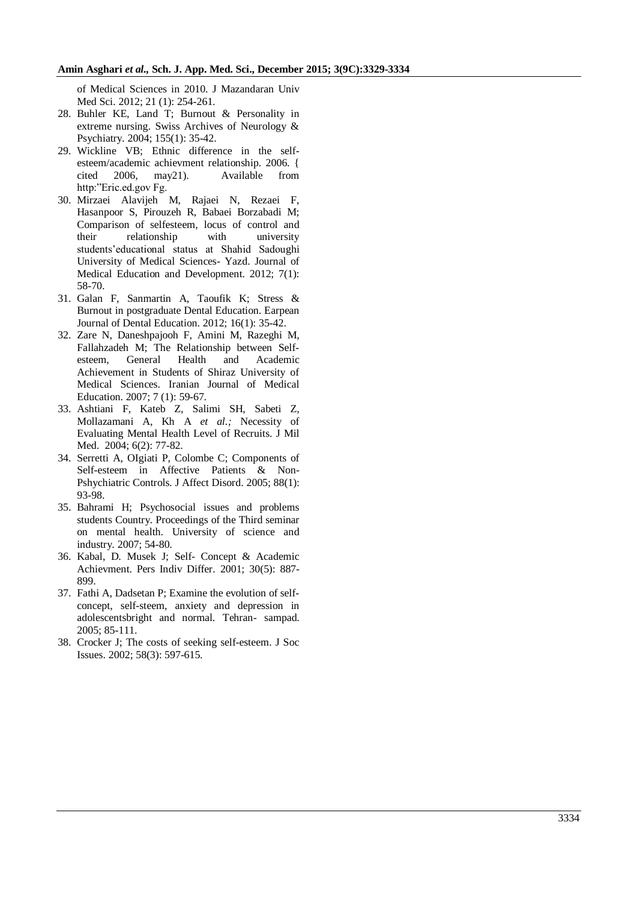of Medical Sciences in 2010. J Mazandaran Univ Med Sci. 2012; 21 (1): 254-261.

28. Buhler KE, Land T; Burnout & Personality in extreme nursing. Swiss Archives of Neurology & Psychiatry. 2004; 155(1): 35-42.
29. Wickline VB; Ethnic difference in the self-esteem/academic achievment relationship. 2006. { cited 2006, may21). Available from http:"Eric.ed.gov Fg.
30. Mirzaei Alavijeh M, Rajaei N, Rezaei F, Hasanpoor S, Pirouzeh R, Babaei Borzabadi M; Comparison of selfesteem, locus of control and their relationship with university students'educational status at Shahid Sadoughi University of Medical Sciences- Yazd. Journal of Medical Education and Development. 2012; 7(1): 58-70.
31. Galan F, Sanmartin A, Taoufik K; Stress & Burnout in postgraduate Dental Education. Earpean Journal of Dental Education. 2012; 16(1): 35-42.
32. Zare N, Daneshpajooh F, Amini M, Razeghi M, Fallahzadeh M; The Relationship between Self-esteem, General Health and Academic Achievement in Students of Shiraz University of Medical Sciences. Iranian Journal of Medical Education. 2007; 7 (1): 59-67.
33. Ashtiani F, Kateb Z, Salimi SH, Sabeti Z, Mollazamani A, Kh A *et al.;* Necessity of Evaluating Mental Health Level of Recruits. J Mil Med. 2004; 6(2): 77-82.
34. Serretti A, OIgiati P, Colombe C; Components of Self-esteem in Affective Patients & Non-Pshychiatric Controls. J Affect Disord. 2005; 88(1): 93-98.
35. Bahrami H; Psychosocial issues and problems students Country. Proceedings of the Third seminar on mental health. University of science and industry. 2007; 54-80.
36. Kabal, D. Musek J; Self- Concept & Academic Achievment. Pers Indiv Differ. 2001; 30(5): 887-899.
37. Fathi A, Dadsetan P; Examine the evolution of self-concept, self-steem, anxiety and depression in adolescentsbright and normal. Tehran- sampad. 2005; 85-111.
38. Crocker J; The costs of seeking self-esteem. J Soc Issues. 2002; 58(3): 597-615.